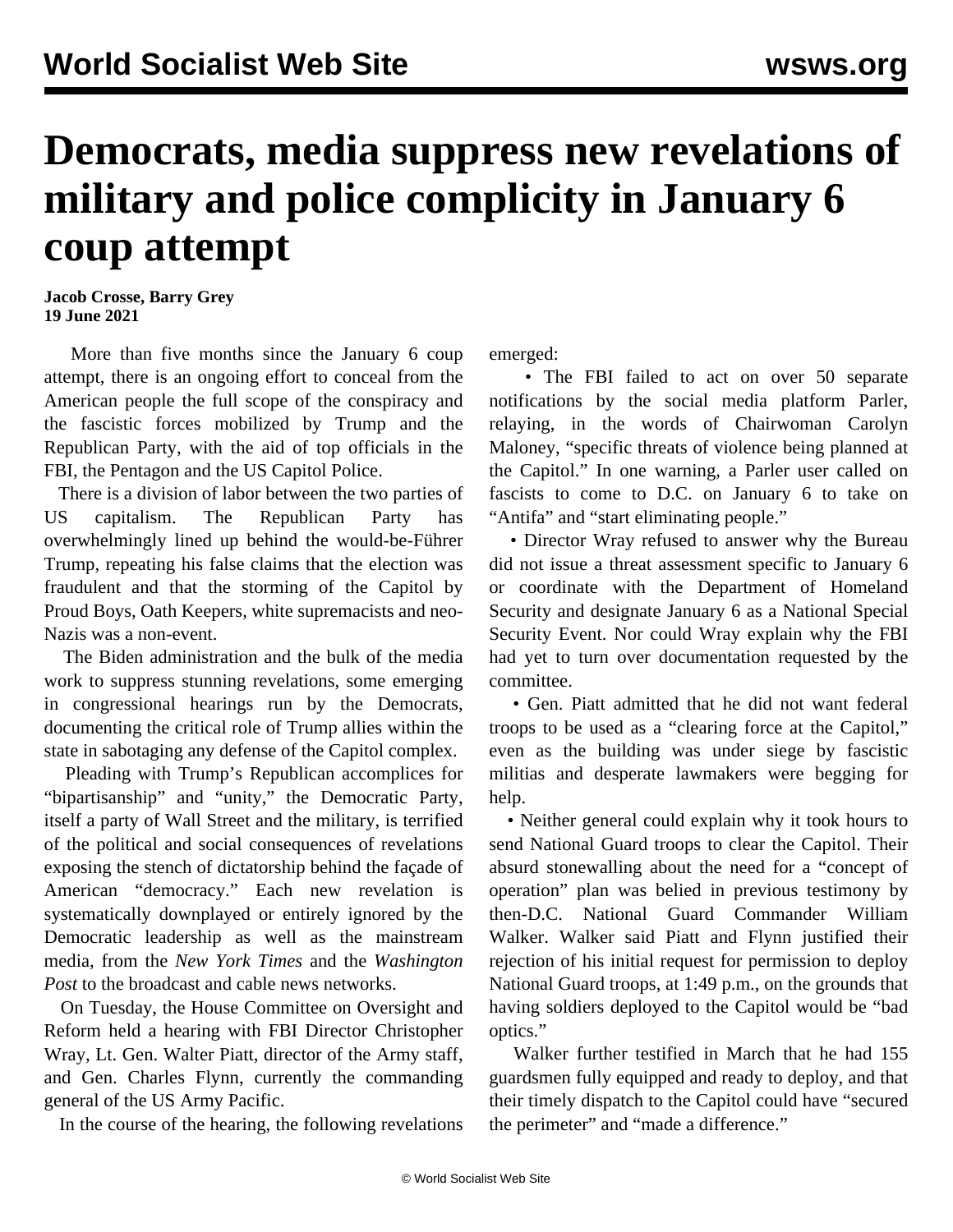# Democrats, media suppress new revelations of military and police complicity in January 6 coup attempt

**Jacob Crosse, Barry Grey**
**19 June 2021**

More than five months since the January 6 coup attempt, there is an ongoing effort to conceal from the American people the full scope of the conspiracy and the fascistic forces mobilized by Trump and the Republican Party, with the aid of top officials in the FBI, the Pentagon and the US Capitol Police.

There is a division of labor between the two parties of US capitalism. The Republican Party has overwhelmingly lined up behind the would-be-Führer Trump, repeating his false claims that the election was fraudulent and that the storming of the Capitol by Proud Boys, Oath Keepers, white supremacists and neo-Nazis was a non-event.

The Biden administration and the bulk of the media work to suppress stunning revelations, some emerging in congressional hearings run by the Democrats, documenting the critical role of Trump allies within the state in sabotaging any defense of the Capitol complex.

Pleading with Trump's Republican accomplices for "bipartisanship" and "unity," the Democratic Party, itself a party of Wall Street and the military, is terrified of the political and social consequences of revelations exposing the stench of dictatorship behind the façade of American "democracy." Each new revelation is systematically downplayed or entirely ignored by the Democratic leadership as well as the mainstream media, from the *New York Times* and the *Washington Post* to the broadcast and cable news networks.

On Tuesday, the House Committee on Oversight and Reform held a hearing with FBI Director Christopher Wray, Lt. Gen. Walter Piatt, director of the Army staff, and Gen. Charles Flynn, currently the commanding general of the US Army Pacific.

In the course of the hearing, the following revelations emerged:

• The FBI failed to act on over 50 separate notifications by the social media platform Parler, relaying, in the words of Chairwoman Carolyn Maloney, "specific threats of violence being planned at the Capitol." In one warning, a Parler user called on fascists to come to D.C. on January 6 to take on "Antifa" and "start eliminating people."

• Director Wray refused to answer why the Bureau did not issue a threat assessment specific to January 6 or coordinate with the Department of Homeland Security and designate January 6 as a National Special Security Event. Nor could Wray explain why the FBI had yet to turn over documentation requested by the committee.

• Gen. Piatt admitted that he did not want federal troops to be used as a "clearing force at the Capitol," even as the building was under siege by fascistic militias and desperate lawmakers were begging for help.

• Neither general could explain why it took hours to send National Guard troops to clear the Capitol. Their absurd stonewalling about the need for a "concept of operation" plan was belied in previous testimony by then-D.C. National Guard Commander William Walker. Walker said Piatt and Flynn justified their rejection of his initial request for permission to deploy National Guard troops, at 1:49 p.m., on the grounds that having soldiers deployed to the Capitol would be "bad optics."

Walker further testified in March that he had 155 guardsmen fully equipped and ready to deploy, and that their timely dispatch to the Capitol could have "secured the perimeter" and "made a difference."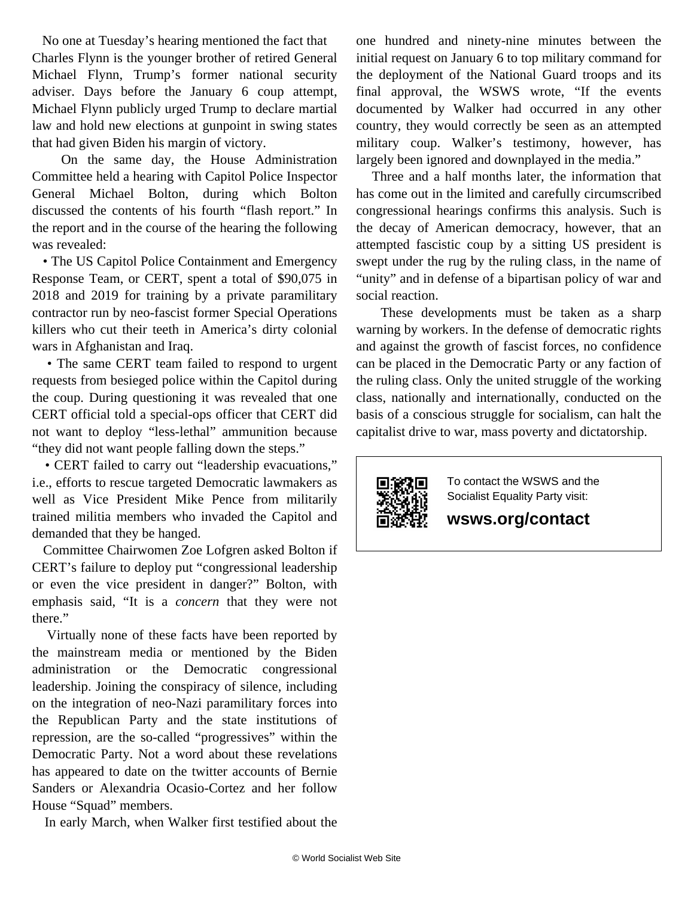No one at Tuesday's hearing mentioned the fact that Charles Flynn is the younger brother of retired General Michael Flynn, Trump's former national security adviser. Days before the January 6 coup attempt, Michael Flynn publicly urged Trump to declare martial law and hold new elections at gunpoint in swing states that had given Biden his margin of victory.

On the same day, the House Administration Committee held a hearing with Capitol Police Inspector General Michael Bolton, during which Bolton discussed the contents of his fourth "flash report." In the report and in the course of the hearing the following was revealed:

• The US Capitol Police Containment and Emergency Response Team, or CERT, spent a total of $90,075 in 2018 and 2019 for training by a private paramilitary contractor run by neo-fascist former Special Operations killers who cut their teeth in America's dirty colonial wars in Afghanistan and Iraq.

• The same CERT team failed to respond to urgent requests from besieged police within the Capitol during the coup. During questioning it was revealed that one CERT official told a special-ops officer that CERT did not want to deploy "less-lethal" ammunition because "they did not want people falling down the steps."

• CERT failed to carry out "leadership evacuations," i.e., efforts to rescue targeted Democratic lawmakers as well as Vice President Mike Pence from militarily trained militia members who invaded the Capitol and demanded that they be hanged.

Committee Chairwomen Zoe Lofgren asked Bolton if CERT's failure to deploy put "congressional leadership or even the vice president in danger?" Bolton, with emphasis said, "It is a *concern* that they were not there."

Virtually none of these facts have been reported by the mainstream media or mentioned by the Biden administration or the Democratic congressional leadership. Joining the conspiracy of silence, including on the integration of neo-Nazi paramilitary forces into the Republican Party and the state institutions of repression, are the so-called "progressives" within the Democratic Party. Not a word about these revelations has appeared to date on the twitter accounts of Bernie Sanders or Alexandria Ocasio-Cortez and her follow House "Squad" members.

In early March, when Walker first testified about the one hundred and ninety-nine minutes between the initial request on January 6 to top military command for the deployment of the National Guard troops and its final approval, the WSWS wrote, "If the events documented by Walker had occurred in any other country, they would correctly be seen as an attempted military coup. Walker's testimony, however, has largely been ignored and downplayed in the media."

Three and a half months later, the information that has come out in the limited and carefully circumscribed congressional hearings confirms this analysis. Such is the decay of American democracy, however, that an attempted fascistic coup by a sitting US president is swept under the rug by the ruling class, in the name of "unity" and in defense of a bipartisan policy of war and social reaction.

These developments must be taken as a sharp warning by workers. In the defense of democratic rights and against the growth of fascist forces, no confidence can be placed in the Democratic Party or any faction of the ruling class. Only the united struggle of the working class, nationally and internationally, conducted on the basis of a conscious struggle for socialism, can halt the capitalist drive to war, mass poverty and dictatorship.

To contact the WSWS and the Socialist Equality Party visit:

**wsws.org/contact**